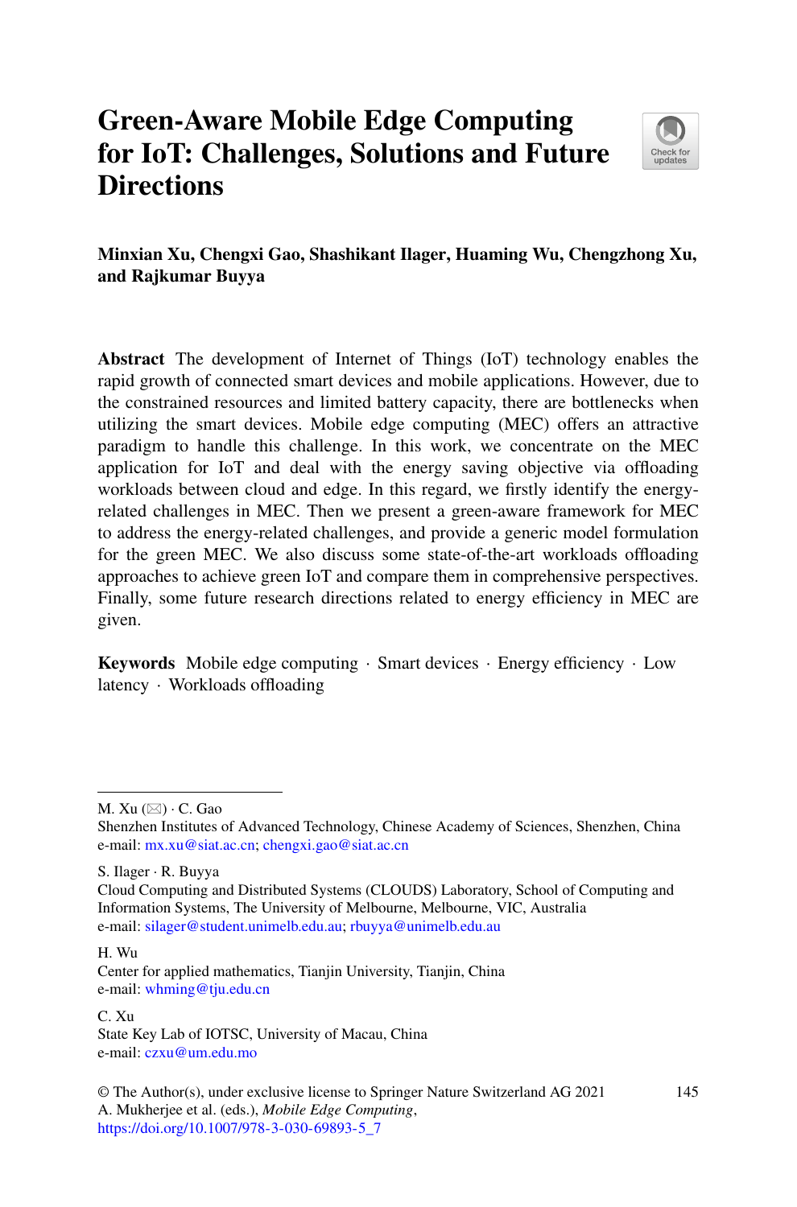# Green-Aware Mobile Edge Computing for IoT: Challenges, Solutions and Future Directions

**Minxian Xu, Chengxi Gao, Shashikant Ilager, Huaming Wu, Chengzhong Xu, and Rajkumar Buyya**

**Abstract** The development of Internet of Things (IoT) technology enables the rapid growth of connected smart devices and mobile applications. However, due to the constrained resources and limited battery capacity, there are bottlenecks when utilizing the smart devices. Mobile edge computing (MEC) offers an attractive paradigm to handle this challenge. In this work, we concentrate on the MEC application for IoT and deal with the energy saving objective via offloading workloads between cloud and edge. In this regard, we firstly identify the energy-related challenges in MEC. Then we present a green-aware framework for MEC to address the energy-related challenges, and provide a generic model formulation for the green MEC. We also discuss some state-of-the-art workloads offloading approaches to achieve green IoT and compare them in comprehensive perspectives. Finally, some future research directions related to energy efficiency in MEC are given.

**Keywords** Mobile edge computing · Smart devices · Energy efficiency · Low latency · Workloads offloading

---

M. Xu (✉) · C. Gao
Shenzhen Institutes of Advanced Technology, Chinese Academy of Sciences, Shenzhen, China
e-mail: mx.xu@siat.ac.cn; chengxi.gao@siat.ac.cn

S. Ilager · R. Buyya
Cloud Computing and Distributed Systems (CLOUDS) Laboratory, School of Computing and Information Systems, The University of Melbourne, Melbourne, VIC, Australia
e-mail: silager@student.unimelb.edu.au; rbuyya@unimelb.edu.au

H. Wu
Center for applied mathematics, Tianjin University, Tianjin, China
e-mail: whming@tju.edu.cn

C. Xu
State Key Lab of IOTSC, University of Macau, China
e-mail: czxu@um.edu.mo

© The Author(s), under exclusive license to Springer Nature Switzerland AG 2021
A. Mukherjee et al. (eds.), *Mobile Edge Computing*,
https://doi.org/10.1007/978-3-030-69893-5_7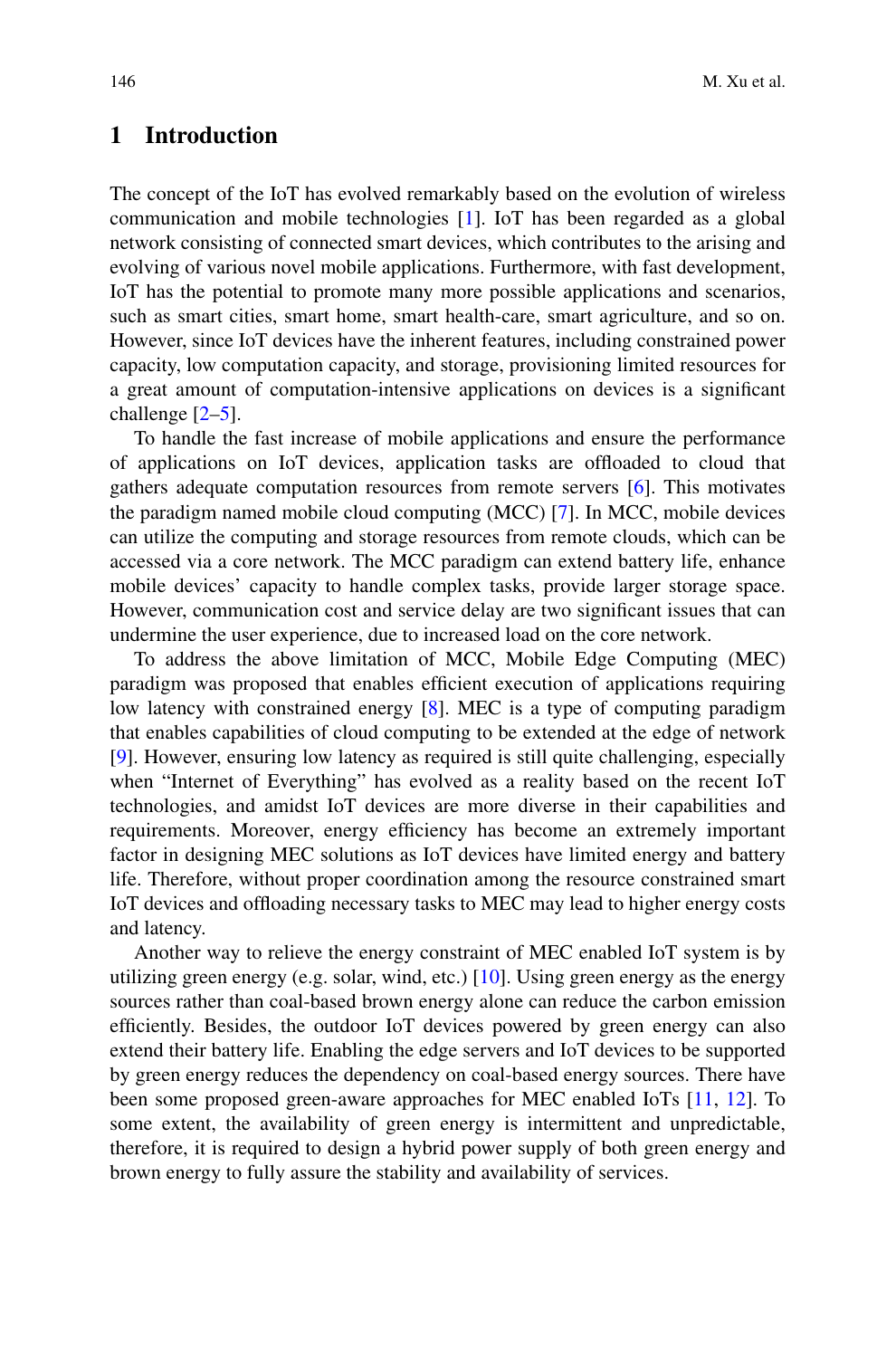## 1 Introduction

The concept of the IoT has evolved remarkably based on the evolution of wireless communication and mobile technologies [1]. IoT has been regarded as a global network consisting of connected smart devices, which contributes to the arising and evolving of various novel mobile applications. Furthermore, with fast development, IoT has the potential to promote many more possible applications and scenarios, such as smart cities, smart home, smart health-care, smart agriculture, and so on. However, since IoT devices have the inherent features, including constrained power capacity, low computation capacity, and storage, provisioning limited resources for a great amount of computation-intensive applications on devices is a significant challenge [2–5].

To handle the fast increase of mobile applications and ensure the performance of applications on IoT devices, application tasks are offloaded to cloud that gathers adequate computation resources from remote servers [6]. This motivates the paradigm named mobile cloud computing (MCC) [7]. In MCC, mobile devices can utilize the computing and storage resources from remote clouds, which can be accessed via a core network. The MCC paradigm can extend battery life, enhance mobile devices' capacity to handle complex tasks, provide larger storage space. However, communication cost and service delay are two significant issues that can undermine the user experience, due to increased load on the core network.

To address the above limitation of MCC, Mobile Edge Computing (MEC) paradigm was proposed that enables efficient execution of applications requiring low latency with constrained energy [8]. MEC is a type of computing paradigm that enables capabilities of cloud computing to be extended at the edge of network [9]. However, ensuring low latency as required is still quite challenging, especially when "Internet of Everything" has evolved as a reality based on the recent IoT technologies, and amidst IoT devices are more diverse in their capabilities and requirements. Moreover, energy efficiency has become an extremely important factor in designing MEC solutions as IoT devices have limited energy and battery life. Therefore, without proper coordination among the resource constrained smart IoT devices and offloading necessary tasks to MEC may lead to higher energy costs and latency.

Another way to relieve the energy constraint of MEC enabled IoT system is by utilizing green energy (e.g. solar, wind, etc.) [10]. Using green energy as the energy sources rather than coal-based brown energy alone can reduce the carbon emission efficiently. Besides, the outdoor IoT devices powered by green energy can also extend their battery life. Enabling the edge servers and IoT devices to be supported by green energy reduces the dependency on coal-based energy sources. There have been some proposed green-aware approaches for MEC enabled IoTs [11, 12]. To some extent, the availability of green energy is intermittent and unpredictable, therefore, it is required to design a hybrid power supply of both green energy and brown energy to fully assure the stability and availability of services.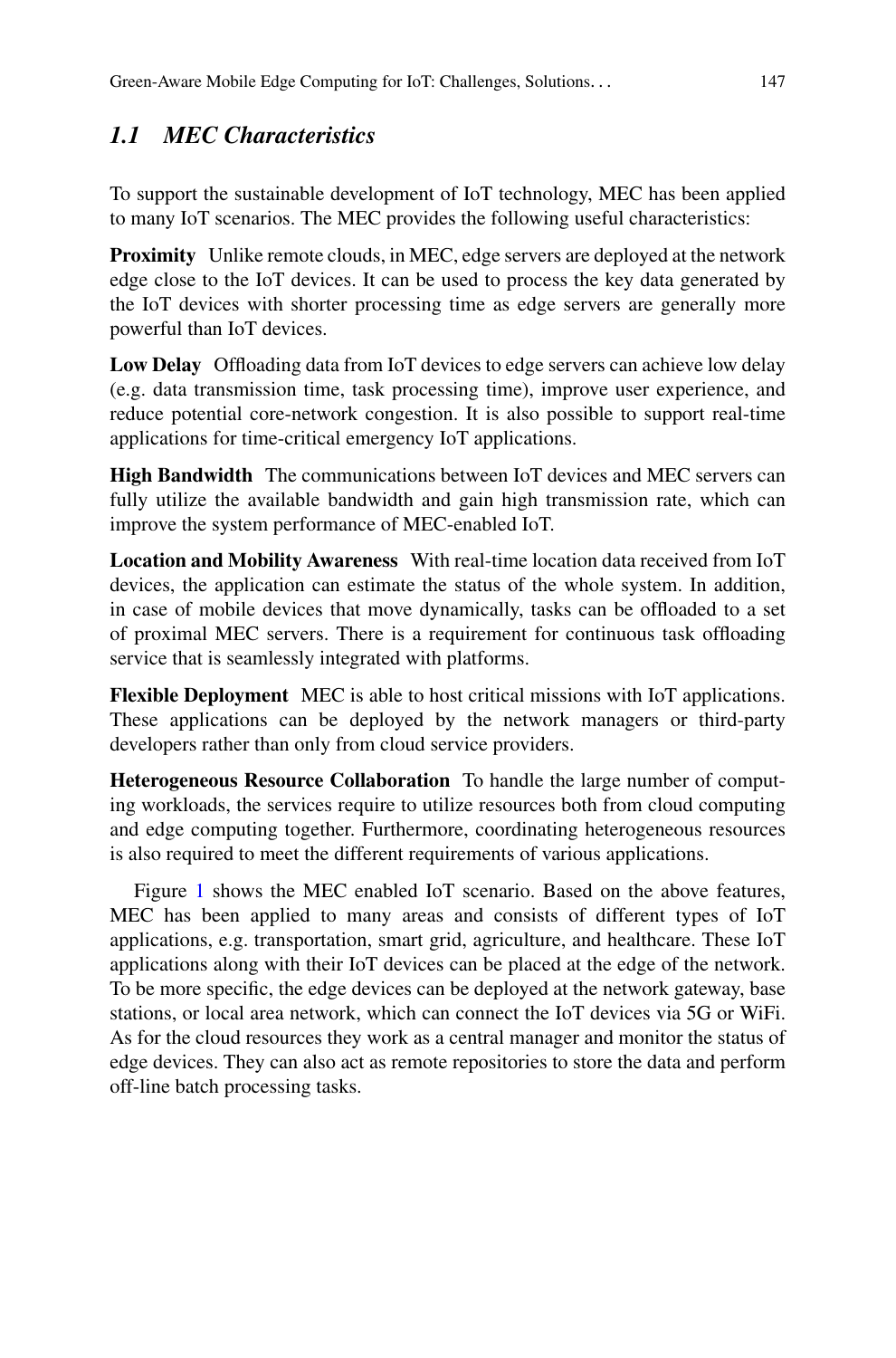### *1.1 MEC Characteristics*

To support the sustainable development of IoT technology, MEC has been applied to many IoT scenarios. The MEC provides the following useful characteristics:

**Proximity** Unlike remote clouds, in MEC, edge servers are deployed at the network edge close to the IoT devices. It can be used to process the key data generated by the IoT devices with shorter processing time as edge servers are generally more powerful than IoT devices.

**Low Delay** Offloading data from IoT devices to edge servers can achieve low delay (e.g. data transmission time, task processing time), improve user experience, and reduce potential core-network congestion. It is also possible to support real-time applications for time-critical emergency IoT applications.

**High Bandwidth** The communications between IoT devices and MEC servers can fully utilize the available bandwidth and gain high transmission rate, which can improve the system performance of MEC-enabled IoT.

**Location and Mobility Awareness** With real-time location data received from IoT devices, the application can estimate the status of the whole system. In addition, in case of mobile devices that move dynamically, tasks can be offloaded to a set of proximal MEC servers. There is a requirement for continuous task offloading service that is seamlessly integrated with platforms.

**Flexible Deployment** MEC is able to host critical missions with IoT applications. These applications can be deployed by the network managers or third-party developers rather than only from cloud service providers.

**Heterogeneous Resource Collaboration** To handle the large number of computing workloads, the services require to utilize resources both from cloud computing and edge computing together. Furthermore, coordinating heterogeneous resources is also required to meet the different requirements of various applications.

Figure 1 shows the MEC enabled IoT scenario. Based on the above features, MEC has been applied to many areas and consists of different types of IoT applications, e.g. transportation, smart grid, agriculture, and healthcare. These IoT applications along with their IoT devices can be placed at the edge of the network. To be more specific, the edge devices can be deployed at the network gateway, base stations, or local area network, which can connect the IoT devices via 5G or WiFi. As for the cloud resources they work as a central manager and monitor the status of edge devices. They can also act as remote repositories to store the data and perform off-line batch processing tasks.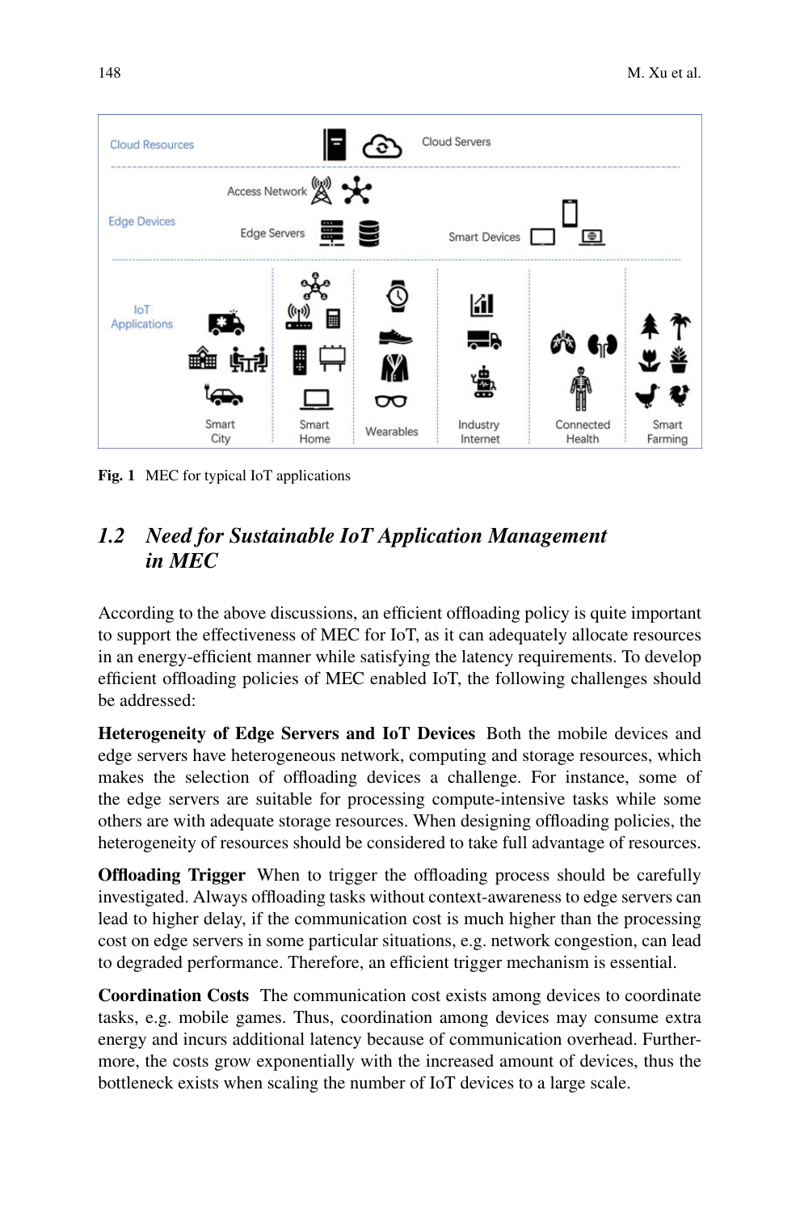Fig. 1 MEC for typical IoT applications

## 1.2 Need for Sustainable IoT Application Management in MEC

According to the above discussions, an efficient offloading policy is quite important to support the effectiveness of MEC for IoT, as it can adequately allocate resources in an energy-efficient manner while satisfying the latency requirements. To develop efficient offloading policies of MEC enabled IoT, the following challenges should be addressed:

**Heterogeneity of Edge Servers and IoT Devices** Both the mobile devices and edge servers have heterogeneous network, computing and storage resources, which makes the selection of offloading devices a challenge. For instance, some of the edge servers are suitable for processing compute-intensive tasks while some others are with adequate storage resources. When designing offloading policies, the heterogeneity of resources should be considered to take full advantage of resources.

**Offloading Trigger** When to trigger the offloading process should be carefully investigated. Always offloading tasks without context-awareness to edge servers can lead to higher delay, if the communication cost is much higher than the processing cost on edge servers in some particular situations, e.g. network congestion, can lead to degraded performance. Therefore, an efficient trigger mechanism is essential.

**Coordination Costs** The communication cost exists among devices to coordinate tasks, e.g. mobile games. Thus, coordination among devices may consume extra energy and incurs additional latency because of communication overhead. Furthermore, the costs grow exponentially with the increased amount of devices, thus the bottleneck exists when scaling the number of IoT devices to a large scale.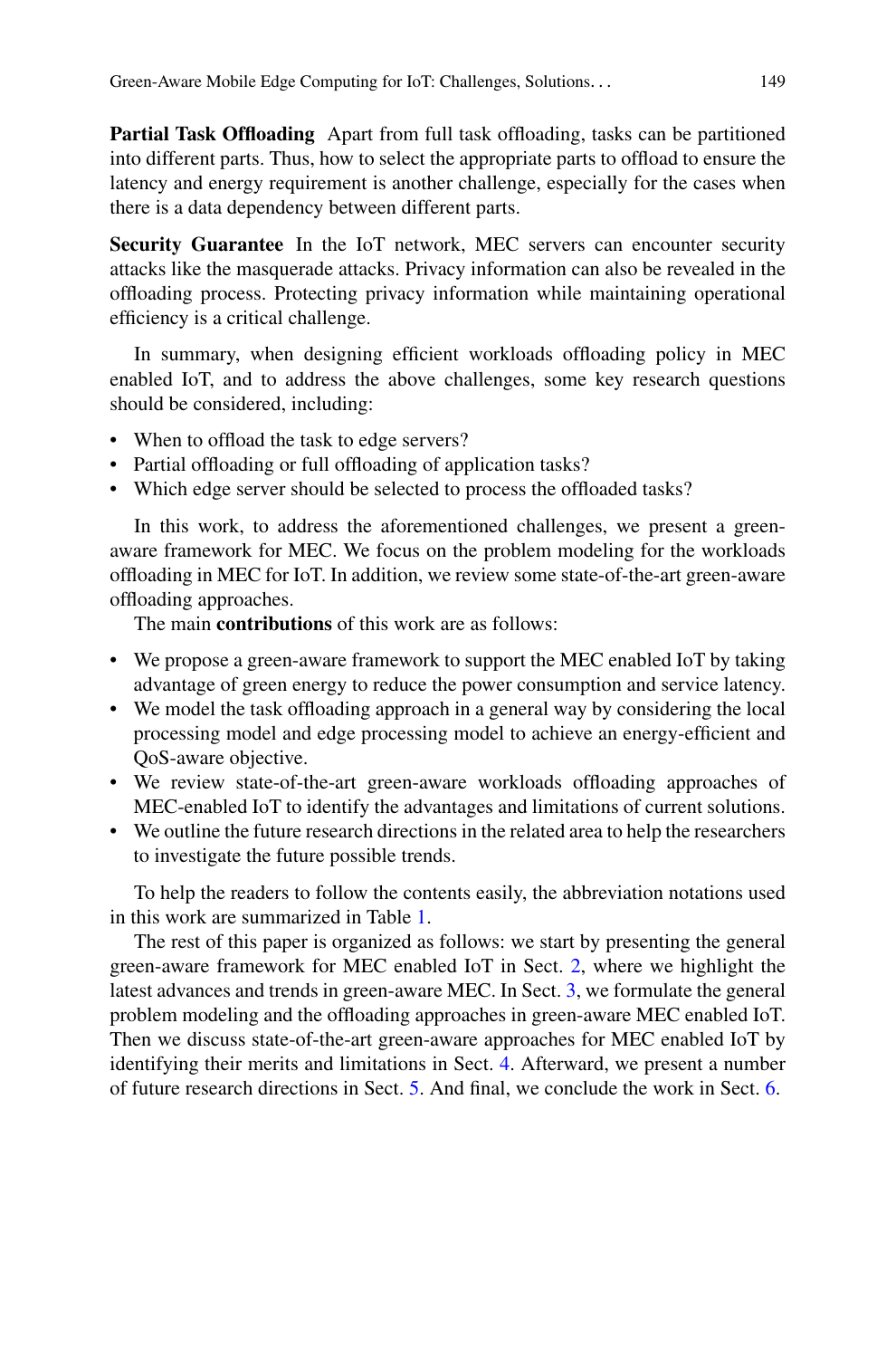**Partial Task Offloading** Apart from full task offloading, tasks can be partitioned into different parts. Thus, how to select the appropriate parts to offload to ensure the latency and energy requirement is another challenge, especially for the cases when there is a data dependency between different parts.

**Security Guarantee** In the IoT network, MEC servers can encounter security attacks like the masquerade attacks. Privacy information can also be revealed in the offloading process. Protecting privacy information while maintaining operational efficiency is a critical challenge.

In summary, when designing efficient workloads offloading policy in MEC enabled IoT, and to address the above challenges, some key research questions should be considered, including:

- When to offload the task to edge servers?
- Partial offloading or full offloading of application tasks?
- Which edge server should be selected to process the offloaded tasks?

In this work, to address the aforementioned challenges, we present a green-aware framework for MEC. We focus on the problem modeling for the workloads offloading in MEC for IoT. In addition, we review some state-of-the-art green-aware offloading approaches.

The main **contributions** of this work are as follows:

- We propose a green-aware framework to support the MEC enabled IoT by taking advantage of green energy to reduce the power consumption and service latency.
- We model the task offloading approach in a general way by considering the local processing model and edge processing model to achieve an energy-efficient and QoS-aware objective.
- We review state-of-the-art green-aware workloads offloading approaches of MEC-enabled IoT to identify the advantages and limitations of current solutions.
- We outline the future research directions in the related area to help the researchers to investigate the future possible trends.

To help the readers to follow the contents easily, the abbreviation notations used in this work are summarized in Table 1.

The rest of this paper is organized as follows: we start by presenting the general green-aware framework for MEC enabled IoT in Sect. 2, where we highlight the latest advances and trends in green-aware MEC. In Sect. 3, we formulate the general problem modeling and the offloading approaches in green-aware MEC enabled IoT. Then we discuss state-of-the-art green-aware approaches for MEC enabled IoT by identifying their merits and limitations in Sect. 4. Afterward, we present a number of future research directions in Sect. 5. And final, we conclude the work in Sect. 6.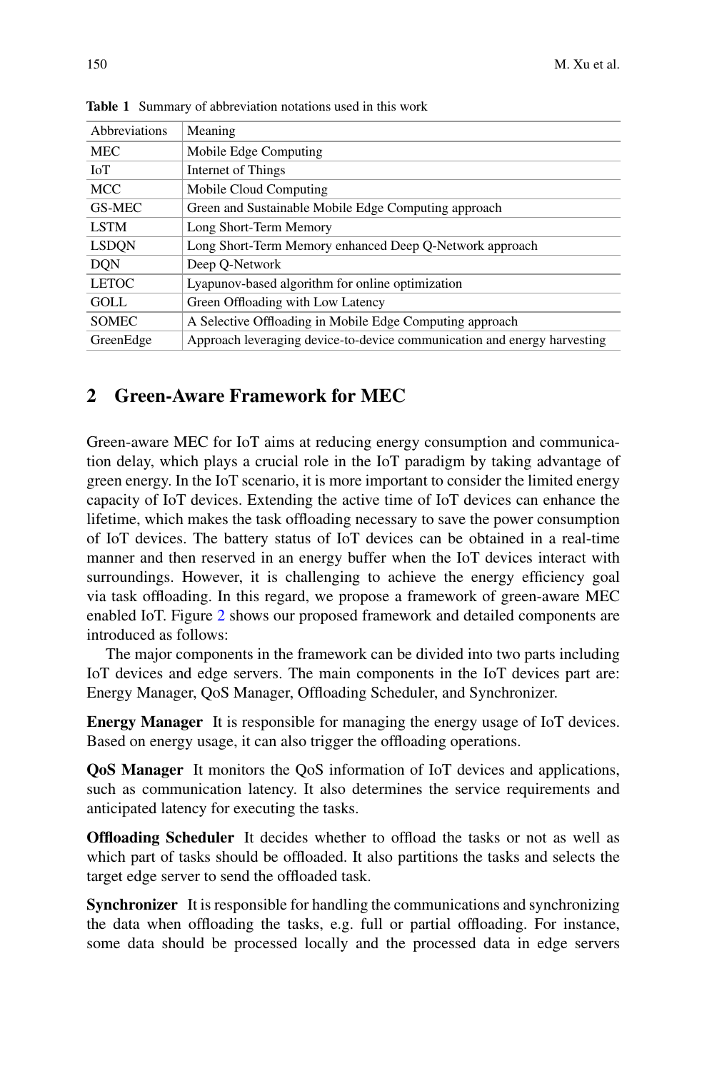**Table 1** Summary of abbreviation notations used in this work

| Abbreviations | Meaning |
|---|---|
| MEC | Mobile Edge Computing |
| IoT | Internet of Things |
| MCC | Mobile Cloud Computing |
| GS-MEC | Green and Sustainable Mobile Edge Computing approach |
| LSTM | Long Short-Term Memory |
| LSDQN | Long Short-Term Memory enhanced Deep Q-Network approach |
| DQN | Deep Q-Network |
| LETOC | Lyapunov-based algorithm for online optimization |
| GOLL | Green Offloading with Low Latency |
| SOMEC | A Selective Offloading in Mobile Edge Computing approach |
| GreenEdge | Approach leveraging device-to-device communication and energy harvesting |

## 2 Green-Aware Framework for MEC

Green-aware MEC for IoT aims at reducing energy consumption and communication delay, which plays a crucial role in the IoT paradigm by taking advantage of green energy. In the IoT scenario, it is more important to consider the limited energy capacity of IoT devices. Extending the active time of IoT devices can enhance the lifetime, which makes the task offloading necessary to save the power consumption of IoT devices. The battery status of IoT devices can be obtained in a real-time manner and then reserved in an energy buffer when the IoT devices interact with surroundings. However, it is challenging to achieve the energy efficiency goal via task offloading. In this regard, we propose a framework of green-aware MEC enabled IoT. Figure 2 shows our proposed framework and detailed components are introduced as follows:

The major components in the framework can be divided into two parts including IoT devices and edge servers. The main components in the IoT devices part are: Energy Manager, QoS Manager, Offloading Scheduler, and Synchronizer.

**Energy Manager** It is responsible for managing the energy usage of IoT devices. Based on energy usage, it can also trigger the offloading operations.

**QoS Manager** It monitors the QoS information of IoT devices and applications, such as communication latency. It also determines the service requirements and anticipated latency for executing the tasks.

**Offloading Scheduler** It decides whether to offload the tasks or not as well as which part of tasks should be offloaded. It also partitions the tasks and selects the target edge server to send the offloaded task.

**Synchronizer** It is responsible for handling the communications and synchronizing the data when offloading the tasks, e.g. full or partial offloading. For instance, some data should be processed locally and the processed data in edge servers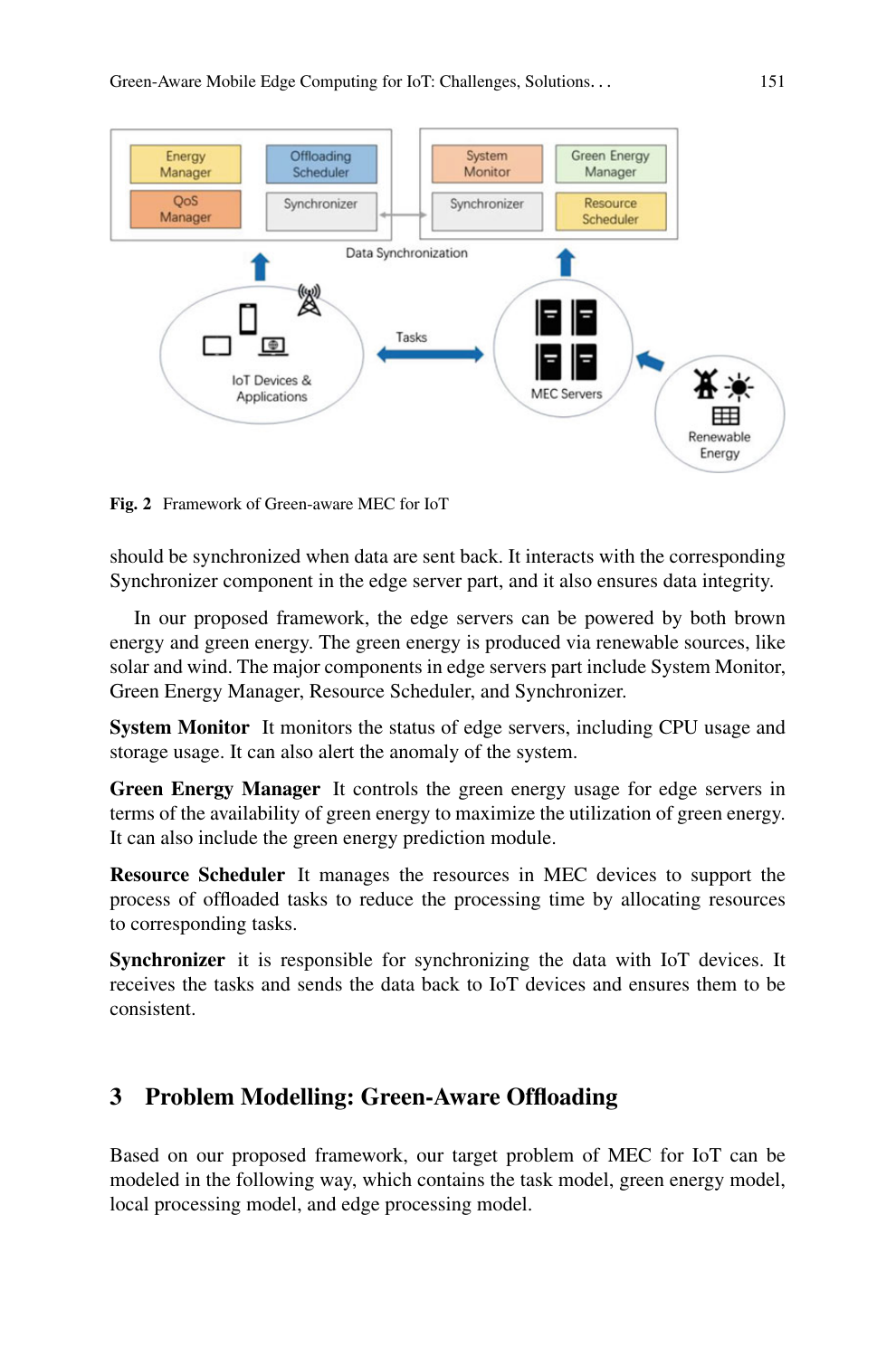Fig. 2 Framework of Green-aware MEC for IoT

should be synchronized when data are sent back. It interacts with the corresponding Synchronizer component in the edge server part, and it also ensures data integrity.

In our proposed framework, the edge servers can be powered by both brown energy and green energy. The green energy is produced via renewable sources, like solar and wind. The major components in edge servers part include System Monitor, Green Energy Manager, Resource Scheduler, and Synchronizer.

**System Monitor** It monitors the status of edge servers, including CPU usage and storage usage. It can also alert the anomaly of the system.

**Green Energy Manager** It controls the green energy usage for edge servers in terms of the availability of green energy to maximize the utilization of green energy. It can also include the green energy prediction module.

**Resource Scheduler** It manages the resources in MEC devices to support the process of offloaded tasks to reduce the processing time by allocating resources to corresponding tasks.

**Synchronizer** it is responsible for synchronizing the data with IoT devices. It receives the tasks and sends the data back to IoT devices and ensures them to be consistent.

## 3 Problem Modelling: Green-Aware Offloading

Based on our proposed framework, our target problem of MEC for IoT can be modeled in the following way, which contains the task model, green energy model, local processing model, and edge processing model.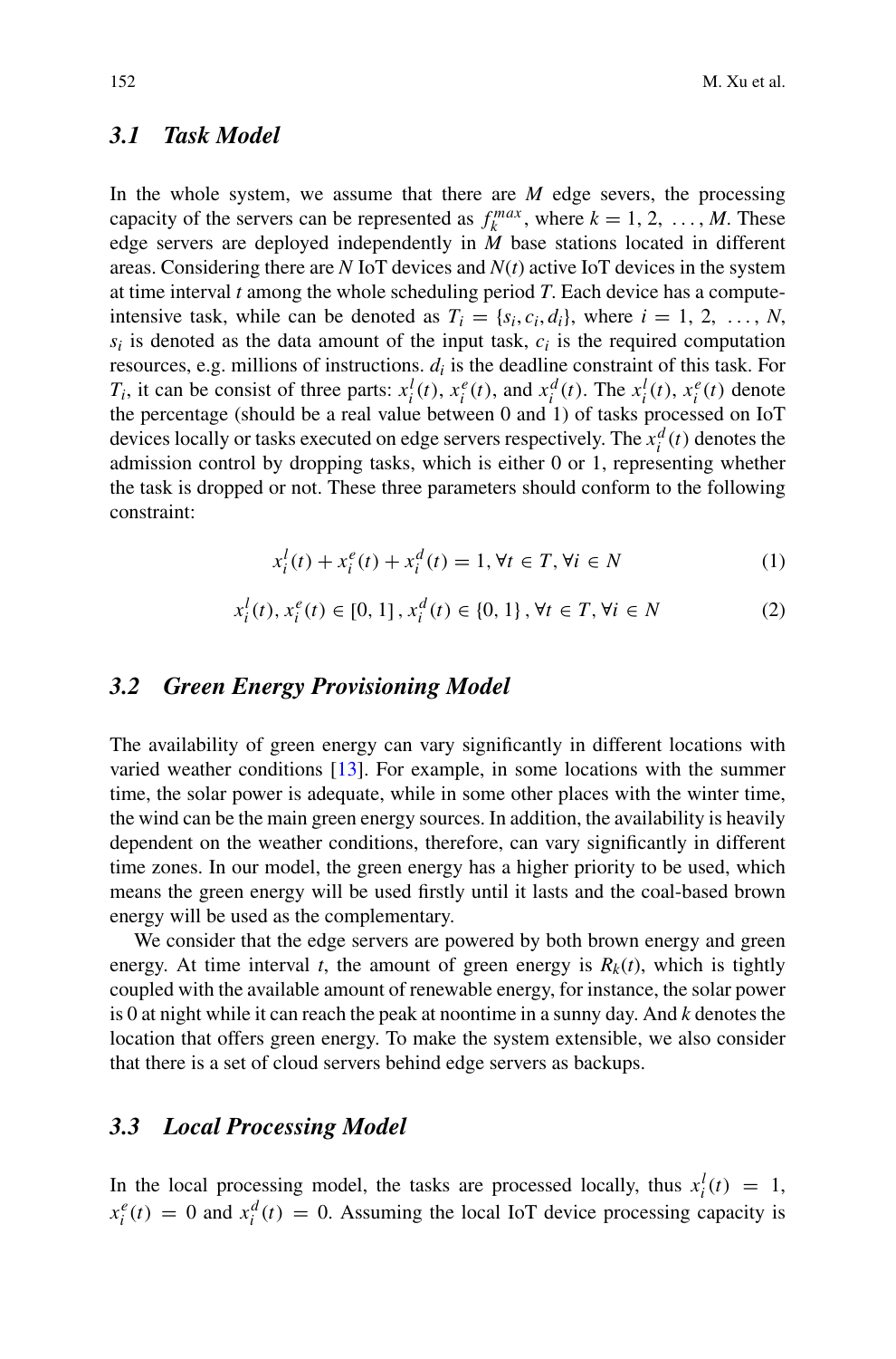## 3.1 Task Model

In the whole system, we assume that there are $M$ edge severs, the processing capacity of the servers can be represented as $f_k^{max}$, where $k = 1, 2, \ldots, M$. These edge servers are deployed independently in $M$ base stations located in different areas. Considering there are $N$ IoT devices and $N(t)$ active IoT devices in the system at time interval $t$ among the whole scheduling period $T$. Each device has a compute-intensive task, while can be denoted as $T_i = \{s_i, c_i, d_i\}$, where $i = 1, 2, \ldots, N$, $s_i$ is denoted as the data amount of the input task, $c_i$ is the required computation resources, e.g. millions of instructions. $d_i$ is the deadline constraint of this task. For $T_i$, it can be consist of three parts: $x_i^l(t)$, $x_i^e(t)$, and $x_i^d(t)$. The $x_i^l(t)$, $x_i^e(t)$ denote the percentage (should be a real value between 0 and 1) of tasks processed on IoT devices locally or tasks executed on edge servers respectively. The $x_i^d(t)$ denotes the admission control by dropping tasks, which is either 0 or 1, representing whether the task is dropped or not. These three parameters should conform to the following constraint:

$$x_i^l(t) + x_i^e(t) + x_i^d(t) = 1, \forall t \in T, \forall i \in N \tag{1}$$

$$x_i^l(t), x_i^e(t) \in [0, 1], x_i^d(t) \in \{0, 1\}, \forall t \in T, \forall i \in N \tag{2}$$

## 3.2 Green Energy Provisioning Model

The availability of green energy can vary significantly in different locations with varied weather conditions [13]. For example, in some locations with the summer time, the solar power is adequate, while in some other places with the winter time, the wind can be the main green energy sources. In addition, the availability is heavily dependent on the weather conditions, therefore, can vary significantly in different time zones. In our model, the green energy has a higher priority to be used, which means the green energy will be used firstly until it lasts and the coal-based brown energy will be used as the complementary.

We consider that the edge servers are powered by both brown energy and green energy. At time interval $t$, the amount of green energy is $R_k(t)$, which is tightly coupled with the available amount of renewable energy, for instance, the solar power is 0 at night while it can reach the peak at noontime in a sunny day. And $k$ denotes the location that offers green energy. To make the system extensible, we also consider that there is a set of cloud servers behind edge servers as backups.

## 3.3 Local Processing Model

In the local processing model, the tasks are processed locally, thus $x_i^l(t) = 1$, $x_i^e(t) = 0$ and $x_i^d(t) = 0$. Assuming the local IoT device processing capacity is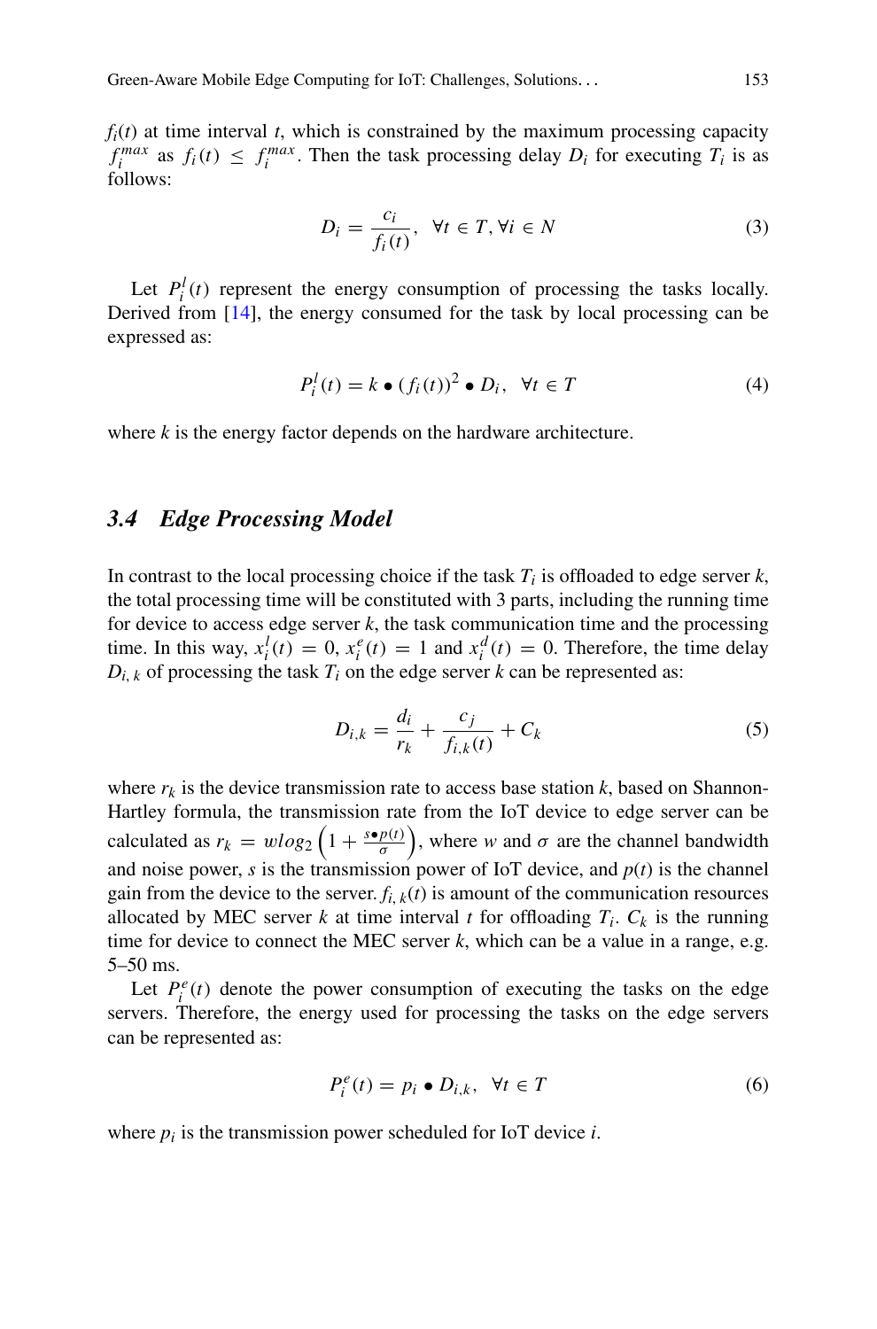$f_i(t)$ at time interval $t$, which is constrained by the maximum processing capacity $f_i^{max}$ as $f_i(t) \leq f_i^{max}$. Then the task processing delay $D_i$ for executing $T_i$ is as follows:

$$D_i = \frac{c_i}{f_i(t)}, \quad \forall t \in T, \forall i \in N \tag{3}$$

Let $P_i^l(t)$ represent the energy consumption of processing the tasks locally. Derived from [14], the energy consumed for the task by local processing can be expressed as:

$$P_i^l(t) = k \bullet (f_i(t))^2 \bullet D_i, \quad \forall t \in T \tag{4}$$

where $k$ is the energy factor depends on the hardware architecture.

### *3.4 Edge Processing Model*

In contrast to the local processing choice if the task $T_i$ is offloaded to edge server $k$, the total processing time will be constituted with 3 parts, including the running time for device to access edge server $k$, the task communication time and the processing time. In this way, $x_i^l(t) = 0$, $x_i^e(t) = 1$ and $x_i^d(t) = 0$. Therefore, the time delay $D_{i,k}$ of processing the task $T_i$ on the edge server $k$ can be represented as:

$$D_{i,k} = \frac{d_i}{r_k} + \frac{c_j}{f_{i,k}(t)} + C_k \tag{5}$$

where $r_k$ is the device transmission rate to access base station $k$, based on Shannon-Hartley formula, the transmission rate from the IoT device to edge server can be calculated as $r_k = w log_2 \left(1 + \frac{s \bullet p(t)}{\sigma}\right)$, where $w$ and $\sigma$ are the channel bandwidth and noise power, $s$ is the transmission power of IoT device, and $p(t)$ is the channel gain from the device to the server. $f_{i,k}(t)$ is amount of the communication resources allocated by MEC server $k$ at time interval $t$ for offloading $T_i$. $C_k$ is the running time for device to connect the MEC server $k$, which can be a value in a range, e.g. 5–50 ms.

Let $P_i^e(t)$ denote the power consumption of executing the tasks on the edge servers. Therefore, the energy used for processing the tasks on the edge servers can be represented as:

$$P_i^e(t) = p_i \bullet D_{i,k}, \quad \forall t \in T \tag{6}$$

where $p_i$ is the transmission power scheduled for IoT device $i$.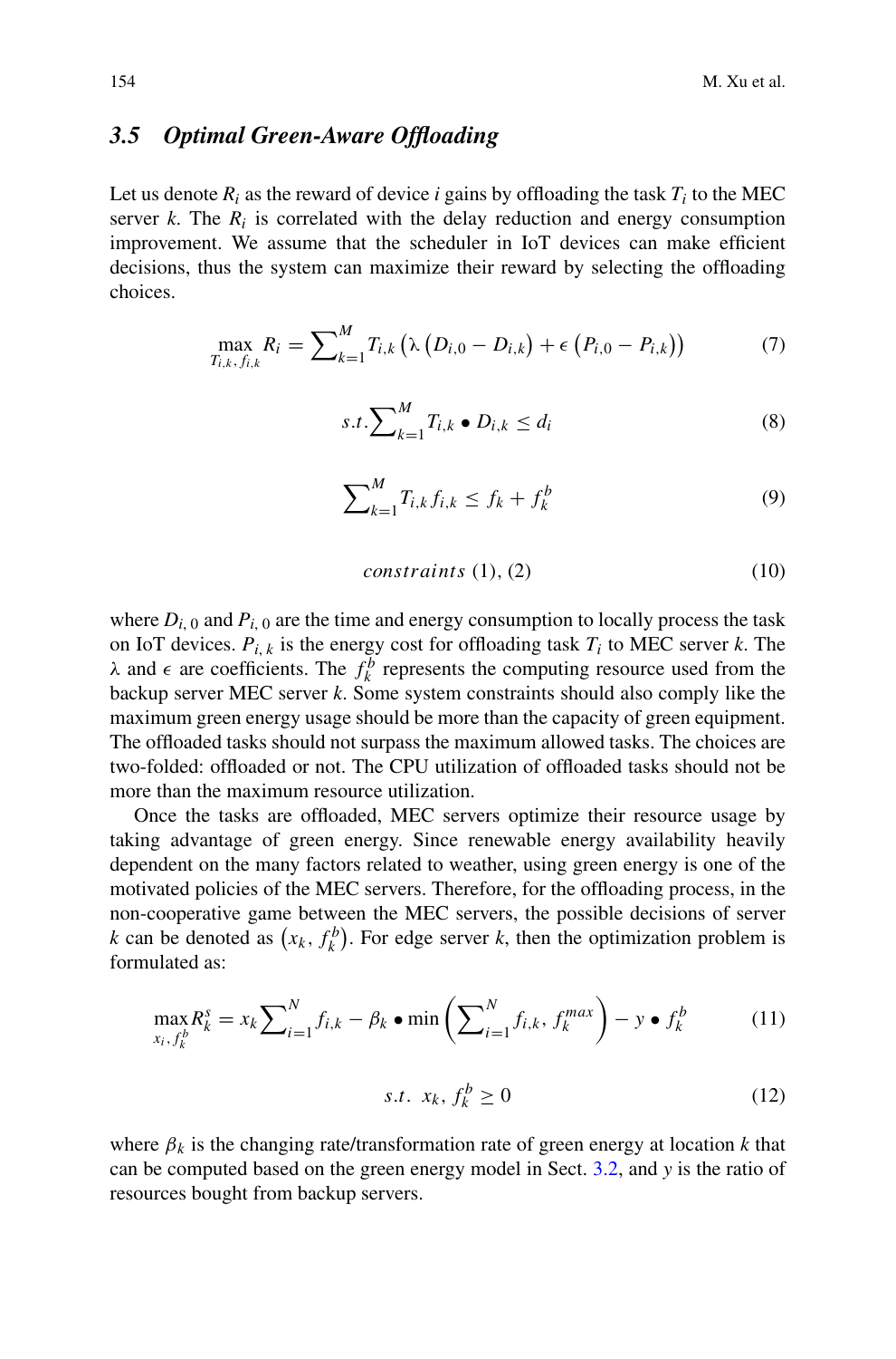### 3.5 Optimal Green-Aware Offloading

Let us denote $R_i$ as the reward of device $i$ gains by offloading the task $T_i$ to the MEC server $k$. The $R_i$ is correlated with the delay reduction and energy consumption improvement. We assume that the scheduler in IoT devices can make efficient decisions, thus the system can maximize their reward by selecting the offloading choices.

$$\max_{T_{i,k}, f_{i,k}} R_i = \sum_{k=1}^{M} T_{i,k} \left( \lambda \left( D_{i,0} - D_{i,k} \right) + \epsilon \left( P_{i,0} - P_{i,k} \right) \right) \tag{7}$$

$$s.t. \sum_{k=1}^{M} T_{i,k} \bullet D_{i,k} \leq d_i \tag{8}$$

$$\sum_{k=1}^{M} T_{i,k} f_{i,k} \leq f_k + f_k^b \tag{9}$$

$$constraints\ (1), (2) \tag{10}$$

where $D_{i,\,0}$ and $P_{i,\,0}$ are the time and energy consumption to locally process the task on IoT devices. $P_{i,\,k}$ is the energy cost for offloading task $T_i$ to MEC server $k$. The $\lambda$ and $\epsilon$ are coefficients. The $f_k^b$ represents the computing resource used from the backup server MEC server $k$. Some system constraints should also comply like the maximum green energy usage should be more than the capacity of green equipment. The offloaded tasks should not surpass the maximum allowed tasks. The choices are two-folded: offloaded or not. The CPU utilization of offloaded tasks should not be more than the maximum resource utilization.

Once the tasks are offloaded, MEC servers optimize their resource usage by taking advantage of green energy. Since renewable energy availability heavily dependent on the many factors related to weather, using green energy is one of the motivated policies of the MEC servers. Therefore, for the offloading process, in the non-cooperative game between the MEC servers, the possible decisions of server $k$ can be denoted as $\left( x_k, f_k^b \right)$. For edge server $k$, then the optimization problem is formulated as:

$$\max_{x_i, f_k^b} R_k^s = x_k \sum_{i=1}^{N} f_{i,k} - \beta_k \bullet \min \left( \sum_{i=1}^{N} f_{i,k}, f_k^{max} \right) - y \bullet f_k^b \tag{11}$$

$$s.t.\ \ x_k, f_k^b \geq 0 \tag{12}$$

where $\beta_k$ is the changing rate/transformation rate of green energy at location $k$ that can be computed based on the green energy model in Sect. 3.2, and $y$ is the ratio of resources bought from backup servers.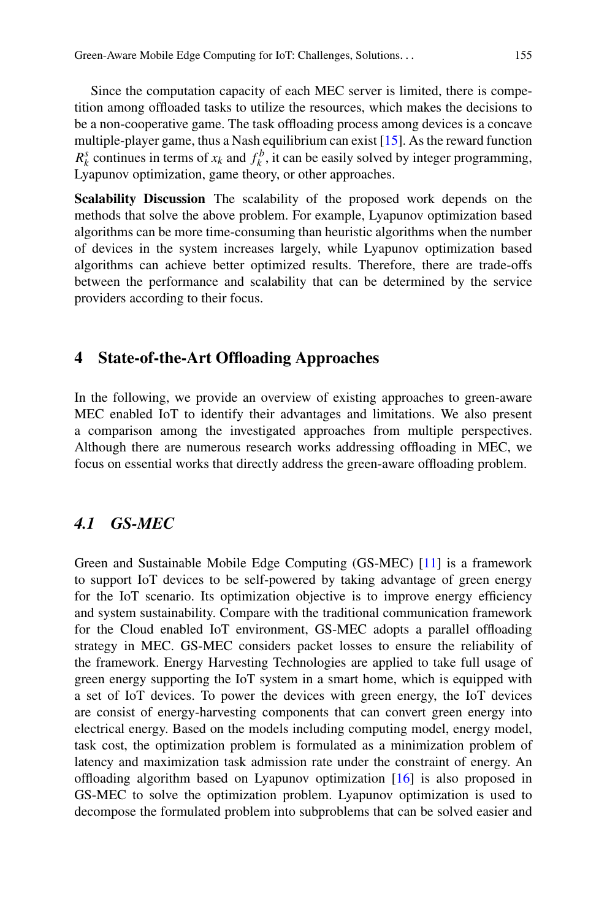Since the computation capacity of each MEC server is limited, there is competition among offloaded tasks to utilize the resources, which makes the decisions to be a non-cooperative game. The task offloading process among devices is a concave multiple-player game, thus a Nash equilibrium can exist [15]. As the reward function $R_k^s$ continues in terms of $x_k$ and $f_k^b$, it can be easily solved by integer programming, Lyapunov optimization, game theory, or other approaches.

**Scalability Discussion** The scalability of the proposed work depends on the methods that solve the above problem. For example, Lyapunov optimization based algorithms can be more time-consuming than heuristic algorithms when the number of devices in the system increases largely, while Lyapunov optimization based algorithms can achieve better optimized results. Therefore, there are trade-offs between the performance and scalability that can be determined by the service providers according to their focus.

## 4 State-of-the-Art Offloading Approaches

In the following, we provide an overview of existing approaches to green-aware MEC enabled IoT to identify their advantages and limitations. We also present a comparison among the investigated approaches from multiple perspectives. Although there are numerous research works addressing offloading in MEC, we focus on essential works that directly address the green-aware offloading problem.

### *4.1 GS-MEC*

Green and Sustainable Mobile Edge Computing (GS-MEC) [11] is a framework to support IoT devices to be self-powered by taking advantage of green energy for the IoT scenario. Its optimization objective is to improve energy efficiency and system sustainability. Compare with the traditional communication framework for the Cloud enabled IoT environment, GS-MEC adopts a parallel offloading strategy in MEC. GS-MEC considers packet losses to ensure the reliability of the framework. Energy Harvesting Technologies are applied to take full usage of green energy supporting the IoT system in a smart home, which is equipped with a set of IoT devices. To power the devices with green energy, the IoT devices are consist of energy-harvesting components that can convert green energy into electrical energy. Based on the models including computing model, energy model, task cost, the optimization problem is formulated as a minimization problem of latency and maximization task admission rate under the constraint of energy. An offloading algorithm based on Lyapunov optimization [16] is also proposed in GS-MEC to solve the optimization problem. Lyapunov optimization is used to decompose the formulated problem into subproblems that can be solved easier and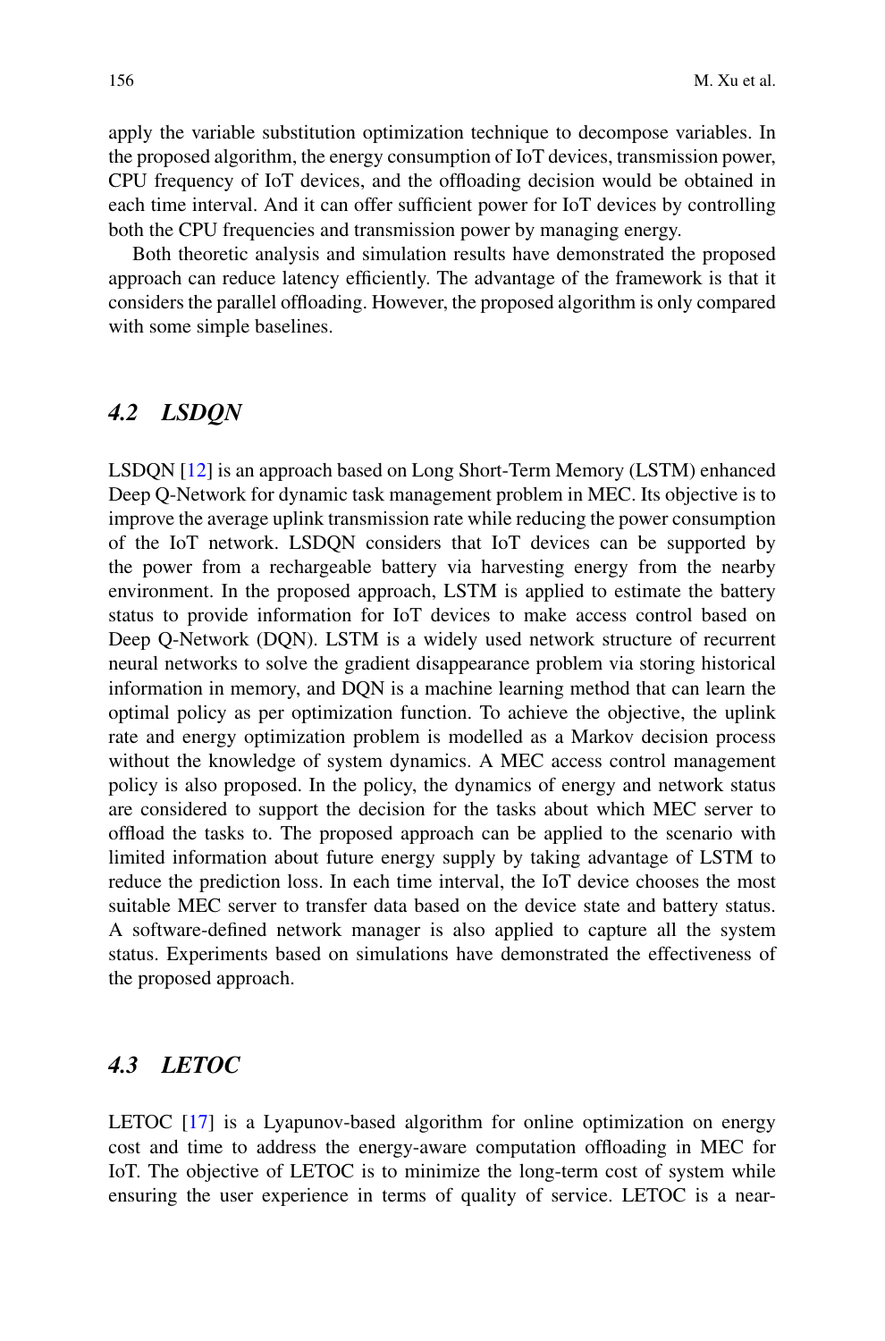apply the variable substitution optimization technique to decompose variables. In the proposed algorithm, the energy consumption of IoT devices, transmission power, CPU frequency of IoT devices, and the offloading decision would be obtained in each time interval. And it can offer sufficient power for IoT devices by controlling both the CPU frequencies and transmission power by managing energy.

Both theoretic analysis and simulation results have demonstrated the proposed approach can reduce latency efficiently. The advantage of the framework is that it considers the parallel offloading. However, the proposed algorithm is only compared with some simple baselines.

## *4.2 LSDQN*

LSDQN [12] is an approach based on Long Short-Term Memory (LSTM) enhanced Deep Q-Network for dynamic task management problem in MEC. Its objective is to improve the average uplink transmission rate while reducing the power consumption of the IoT network. LSDQN considers that IoT devices can be supported by the power from a rechargeable battery via harvesting energy from the nearby environment. In the proposed approach, LSTM is applied to estimate the battery status to provide information for IoT devices to make access control based on Deep Q-Network (DQN). LSTM is a widely used network structure of recurrent neural networks to solve the gradient disappearance problem via storing historical information in memory, and DQN is a machine learning method that can learn the optimal policy as per optimization function. To achieve the objective, the uplink rate and energy optimization problem is modelled as a Markov decision process without the knowledge of system dynamics. A MEC access control management policy is also proposed. In the policy, the dynamics of energy and network status are considered to support the decision for the tasks about which MEC server to offload the tasks to. The proposed approach can be applied to the scenario with limited information about future energy supply by taking advantage of LSTM to reduce the prediction loss. In each time interval, the IoT device chooses the most suitable MEC server to transfer data based on the device state and battery status. A software-defined network manager is also applied to capture all the system status. Experiments based on simulations have demonstrated the effectiveness of the proposed approach.

## *4.3 LETOC*

LETOC [17] is a Lyapunov-based algorithm for online optimization on energy cost and time to address the energy-aware computation offloading in MEC for IoT. The objective of LETOC is to minimize the long-term cost of system while ensuring the user experience in terms of quality of service. LETOC is a near-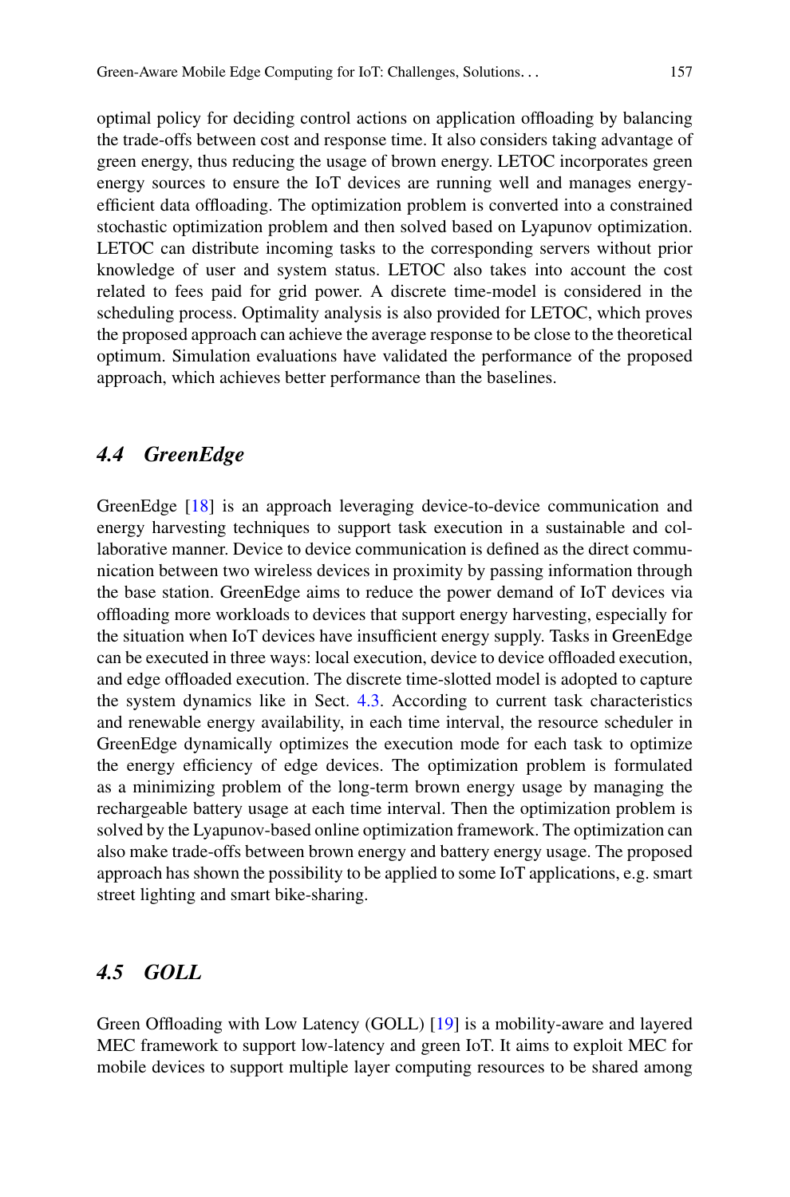optimal policy for deciding control actions on application offloading by balancing the trade-offs between cost and response time. It also considers taking advantage of green energy, thus reducing the usage of brown energy. LETOC incorporates green energy sources to ensure the IoT devices are running well and manages energy-efficient data offloading. The optimization problem is converted into a constrained stochastic optimization problem and then solved based on Lyapunov optimization. LETOC can distribute incoming tasks to the corresponding servers without prior knowledge of user and system status. LETOC also takes into account the cost related to fees paid for grid power. A discrete time-model is considered in the scheduling process. Optimality analysis is also provided for LETOC, which proves the proposed approach can achieve the average response to be close to the theoretical optimum. Simulation evaluations have validated the performance of the proposed approach, which achieves better performance than the baselines.

### *4.4 GreenEdge*

GreenEdge [18] is an approach leveraging device-to-device communication and energy harvesting techniques to support task execution in a sustainable and collaborative manner. Device to device communication is defined as the direct communication between two wireless devices in proximity by passing information through the base station. GreenEdge aims to reduce the power demand of IoT devices via offloading more workloads to devices that support energy harvesting, especially for the situation when IoT devices have insufficient energy supply. Tasks in GreenEdge can be executed in three ways: local execution, device to device offloaded execution, and edge offloaded execution. The discrete time-slotted model is adopted to capture the system dynamics like in Sect. 4.3. According to current task characteristics and renewable energy availability, in each time interval, the resource scheduler in GreenEdge dynamically optimizes the execution mode for each task to optimize the energy efficiency of edge devices. The optimization problem is formulated as a minimizing problem of the long-term brown energy usage by managing the rechargeable battery usage at each time interval. Then the optimization problem is solved by the Lyapunov-based online optimization framework. The optimization can also make trade-offs between brown energy and battery energy usage. The proposed approach has shown the possibility to be applied to some IoT applications, e.g. smart street lighting and smart bike-sharing.

### *4.5 GOLL*

Green Offloading with Low Latency (GOLL) [19] is a mobility-aware and layered MEC framework to support low-latency and green IoT. It aims to exploit MEC for mobile devices to support multiple layer computing resources to be shared among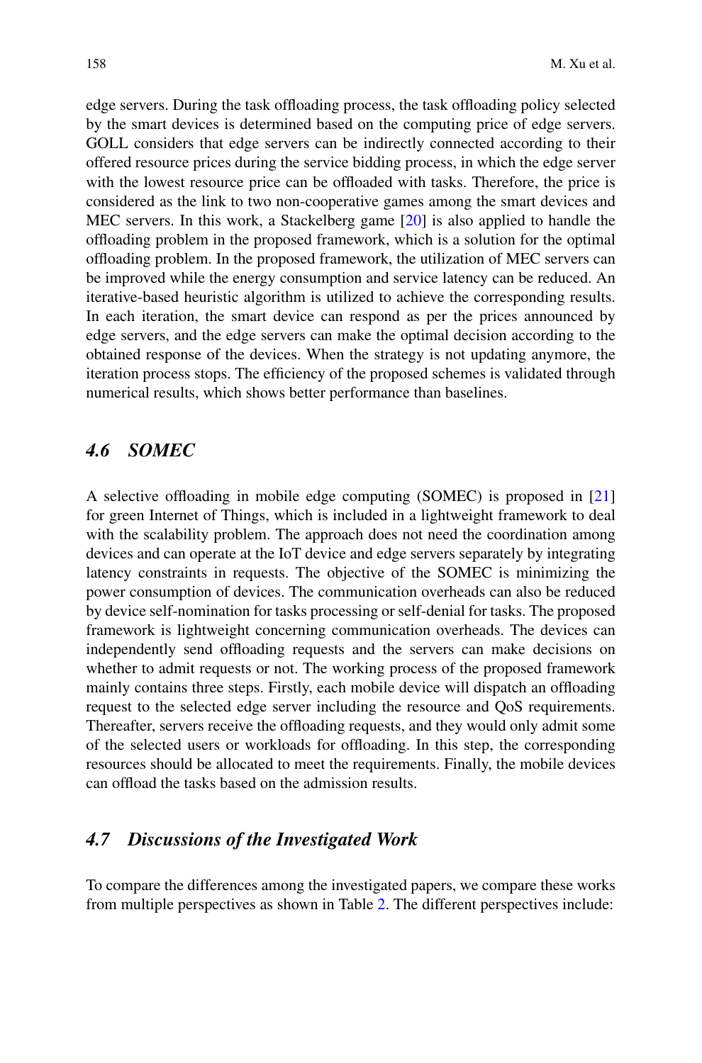edge servers. During the task offloading process, the task offloading policy selected by the smart devices is determined based on the computing price of edge servers. GOLL considers that edge servers can be indirectly connected according to their offered resource prices during the service bidding process, in which the edge server with the lowest resource price can be offloaded with tasks. Therefore, the price is considered as the link to two non-cooperative games among the smart devices and MEC servers. In this work, a Stackelberg game [20] is also applied to handle the offloading problem in the proposed framework, which is a solution for the optimal offloading problem. In the proposed framework, the utilization of MEC servers can be improved while the energy consumption and service latency can be reduced. An iterative-based heuristic algorithm is utilized to achieve the corresponding results. In each iteration, the smart device can respond as per the prices announced by edge servers, and the edge servers can make the optimal decision according to the obtained response of the devices. When the strategy is not updating anymore, the iteration process stops. The efficiency of the proposed schemes is validated through numerical results, which shows better performance than baselines.

### *4.6 SOMEC*

A selective offloading in mobile edge computing (SOMEC) is proposed in [21] for green Internet of Things, which is included in a lightweight framework to deal with the scalability problem. The approach does not need the coordination among devices and can operate at the IoT device and edge servers separately by integrating latency constraints in requests. The objective of the SOMEC is minimizing the power consumption of devices. The communication overheads can also be reduced by device self-nomination for tasks processing or self-denial for tasks. The proposed framework is lightweight concerning communication overheads. The devices can independently send offloading requests and the servers can make decisions on whether to admit requests or not. The working process of the proposed framework mainly contains three steps. Firstly, each mobile device will dispatch an offloading request to the selected edge server including the resource and QoS requirements. Thereafter, servers receive the offloading requests, and they would only admit some of the selected users or workloads for offloading. In this step, the corresponding resources should be allocated to meet the requirements. Finally, the mobile devices can offload the tasks based on the admission results.

### *4.7 Discussions of the Investigated Work*

To compare the differences among the investigated papers, we compare these works from multiple perspectives as shown in Table 2. The different perspectives include: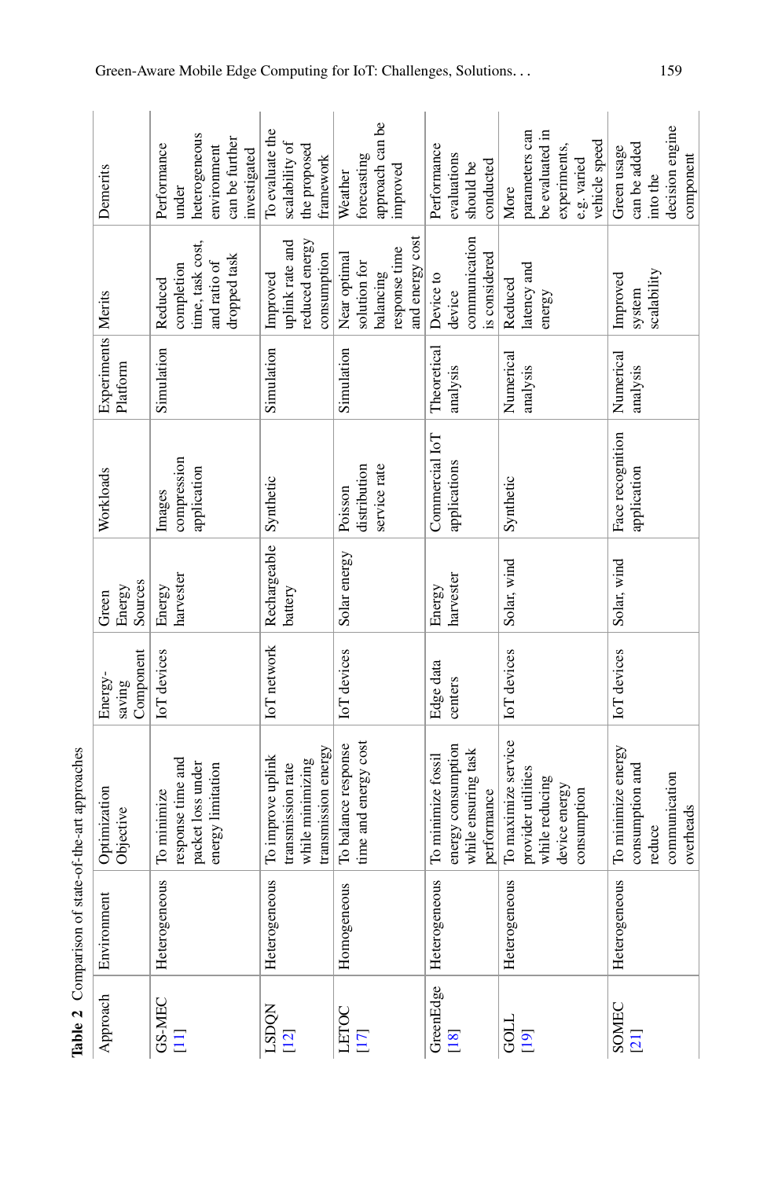**Table 2** Comparison of state-of-the-art approaches

| Approach | Environment | Optimization Objective | Energy-saving Component | Green Energy Sources | Workloads | Experiments Platform | Merits | Demerits |
|---|---|---|---|---|---|---|---|---|
| GS-MEC [11] | Heterogeneous | To minimize response time and packet loss under energy limitation | IoT devices | Energy harvester | Images compression application | Simulation | Reduced completion time, task cost, and ratio of dropped task | Performance under heterogeneous environment can be further investigated |
| LSDQN [12] | Heterogeneous | To improve uplink transmission rate while minimizing transmission energy | IoT network | Rechargeable battery | Synthetic | Simulation | Improved uplink rate and reduced energy consumption | To evaluate the scalability of the proposed framework |
| LETOC [17] | Homogeneous | To balance response time and energy cost | IoT devices | Solar energy | Poisson distribution service rate | Simulation | Near optimal solution for balancing response time and energy cost | Weather forecasting approach can be improved |
| GreenEdge [18] | Heterogeneous | To minimize fossil energy consumption while ensuring task performance | Edge data centers | Energy harvester | Commercial IoT applications | Theoretical analysis | Device to device communication is considered | Performance evaluations should be conducted |
| GOLL [19] | Heterogeneous | To maximize service provider utilities while reducing device energy consumption | IoT devices | Solar, wind | Synthetic | Numerical analysis | Reduced latency and energy | More parameters can be evaluated in experiments, e.g. varied vehicle speed |
| SOMEC [21] | Heterogeneous | To minimize energy consumption and reduce communication overheads | IoT devices | Solar, wind | Face recognition application | Numerical analysis | Improved system scalability | Green usage can be added into the decision engine component |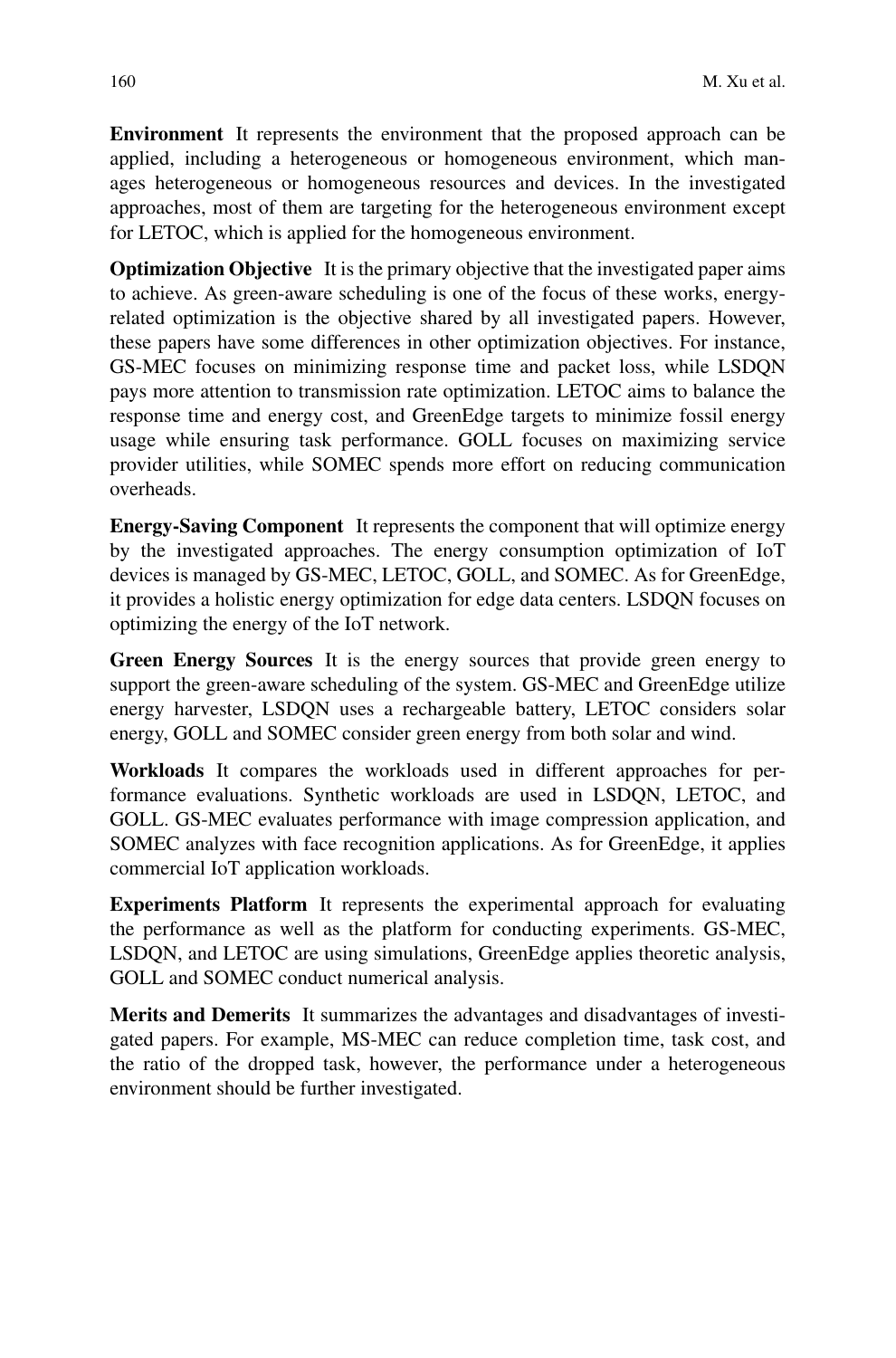**Environment** It represents the environment that the proposed approach can be applied, including a heterogeneous or homogeneous environment, which manages heterogeneous or homogeneous resources and devices. In the investigated approaches, most of them are targeting for the heterogeneous environment except for LETOC, which is applied for the homogeneous environment.

**Optimization Objective** It is the primary objective that the investigated paper aims to achieve. As green-aware scheduling is one of the focus of these works, energy-related optimization is the objective shared by all investigated papers. However, these papers have some differences in other optimization objectives. For instance, GS-MEC focuses on minimizing response time and packet loss, while LSDQN pays more attention to transmission rate optimization. LETOC aims to balance the response time and energy cost, and GreenEdge targets to minimize fossil energy usage while ensuring task performance. GOLL focuses on maximizing service provider utilities, while SOMEC spends more effort on reducing communication overheads.

**Energy-Saving Component** It represents the component that will optimize energy by the investigated approaches. The energy consumption optimization of IoT devices is managed by GS-MEC, LETOC, GOLL, and SOMEC. As for GreenEdge, it provides a holistic energy optimization for edge data centers. LSDQN focuses on optimizing the energy of the IoT network.

**Green Energy Sources** It is the energy sources that provide green energy to support the green-aware scheduling of the system. GS-MEC and GreenEdge utilize energy harvester, LSDQN uses a rechargeable battery, LETOC considers solar energy, GOLL and SOMEC consider green energy from both solar and wind.

**Workloads** It compares the workloads used in different approaches for performance evaluations. Synthetic workloads are used in LSDQN, LETOC, and GOLL. GS-MEC evaluates performance with image compression application, and SOMEC analyzes with face recognition applications. As for GreenEdge, it applies commercial IoT application workloads.

**Experiments Platform** It represents the experimental approach for evaluating the performance as well as the platform for conducting experiments. GS-MEC, LSDQN, and LETOC are using simulations, GreenEdge applies theoretic analysis, GOLL and SOMEC conduct numerical analysis.

**Merits and Demerits** It summarizes the advantages and disadvantages of investigated papers. For example, MS-MEC can reduce completion time, task cost, and the ratio of the dropped task, however, the performance under a heterogeneous environment should be further investigated.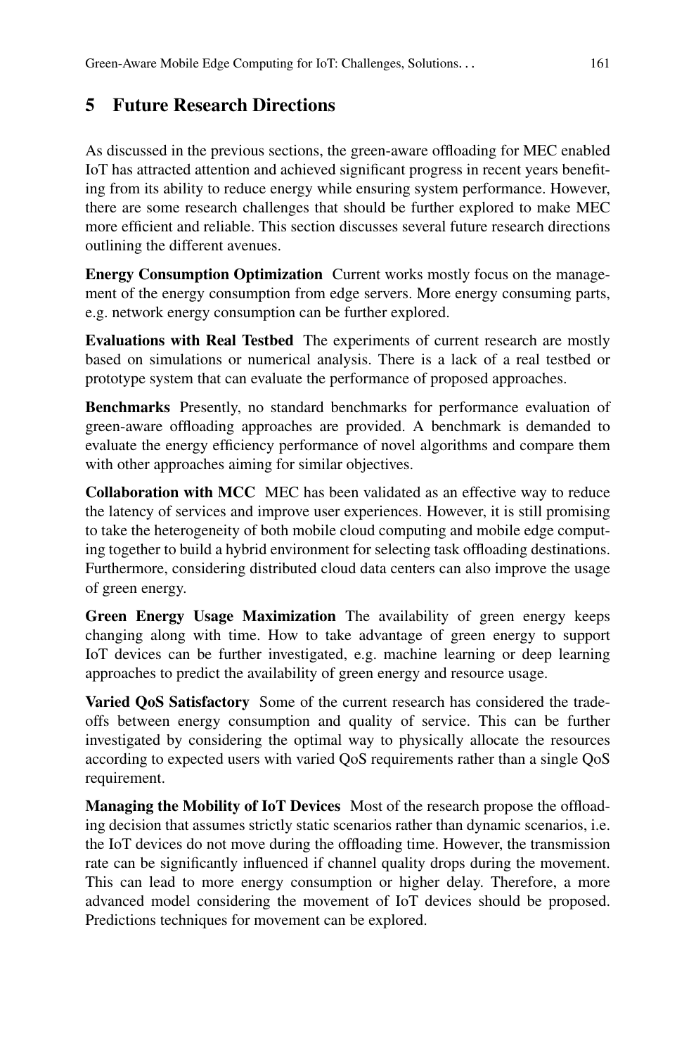## 5 Future Research Directions

As discussed in the previous sections, the green-aware offloading for MEC enabled IoT has attracted attention and achieved significant progress in recent years benefiting from its ability to reduce energy while ensuring system performance. However, there are some research challenges that should be further explored to make MEC more efficient and reliable. This section discusses several future research directions outlining the different avenues.

**Energy Consumption Optimization** Current works mostly focus on the management of the energy consumption from edge servers. More energy consuming parts, e.g. network energy consumption can be further explored.

**Evaluations with Real Testbed** The experiments of current research are mostly based on simulations or numerical analysis. There is a lack of a real testbed or prototype system that can evaluate the performance of proposed approaches.

**Benchmarks** Presently, no standard benchmarks for performance evaluation of green-aware offloading approaches are provided. A benchmark is demanded to evaluate the energy efficiency performance of novel algorithms and compare them with other approaches aiming for similar objectives.

**Collaboration with MCC** MEC has been validated as an effective way to reduce the latency of services and improve user experiences. However, it is still promising to take the heterogeneity of both mobile cloud computing and mobile edge computing together to build a hybrid environment for selecting task offloading destinations. Furthermore, considering distributed cloud data centers can also improve the usage of green energy.

**Green Energy Usage Maximization** The availability of green energy keeps changing along with time. How to take advantage of green energy to support IoT devices can be further investigated, e.g. machine learning or deep learning approaches to predict the availability of green energy and resource usage.

**Varied QoS Satisfactory** Some of the current research has considered the trade-offs between energy consumption and quality of service. This can be further investigated by considering the optimal way to physically allocate the resources according to expected users with varied QoS requirements rather than a single QoS requirement.

**Managing the Mobility of IoT Devices** Most of the research propose the offloading decision that assumes strictly static scenarios rather than dynamic scenarios, i.e. the IoT devices do not move during the offloading time. However, the transmission rate can be significantly influenced if channel quality drops during the movement. This can lead to more energy consumption or higher delay. Therefore, a more advanced model considering the movement of IoT devices should be proposed. Predictions techniques for movement can be explored.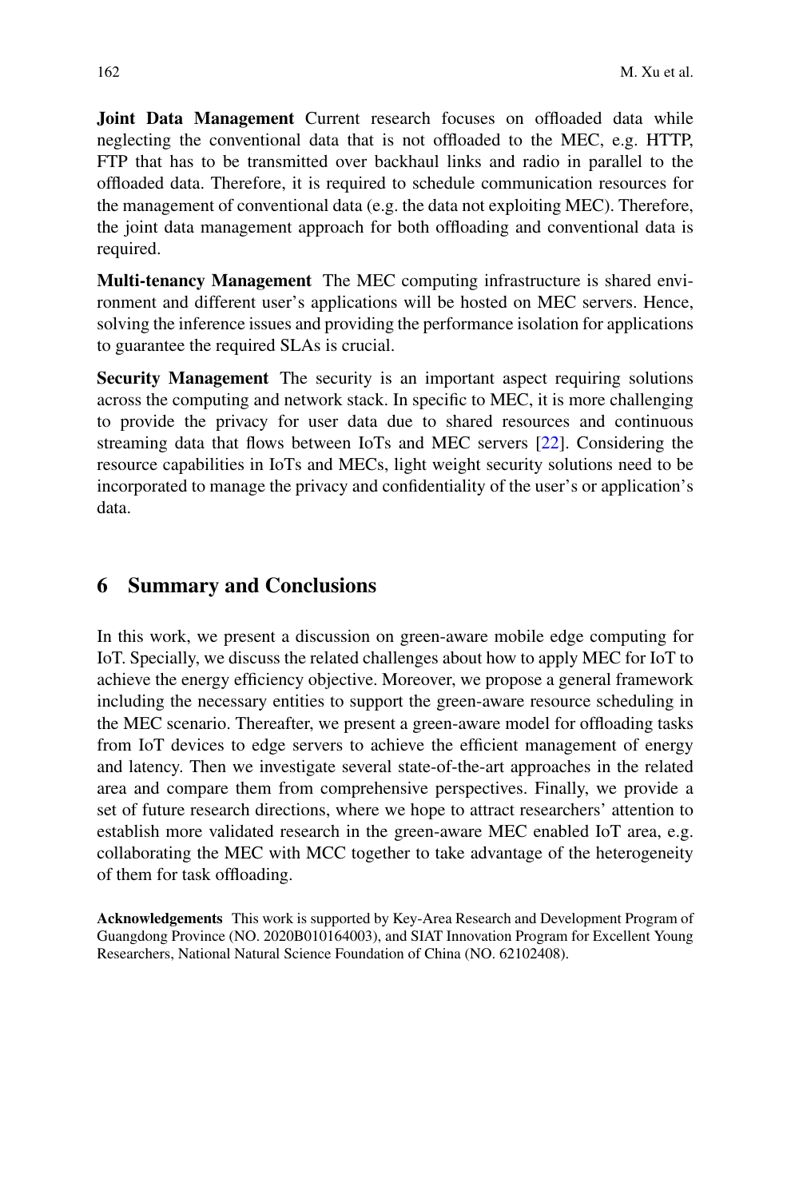**Joint Data Management** Current research focuses on offloaded data while neglecting the conventional data that is not offloaded to the MEC, e.g. HTTP, FTP that has to be transmitted over backhaul links and radio in parallel to the offloaded data. Therefore, it is required to schedule communication resources for the management of conventional data (e.g. the data not exploiting MEC). Therefore, the joint data management approach for both offloading and conventional data is required.

**Multi-tenancy Management** The MEC computing infrastructure is shared environment and different user's applications will be hosted on MEC servers. Hence, solving the inference issues and providing the performance isolation for applications to guarantee the required SLAs is crucial.

**Security Management** The security is an important aspect requiring solutions across the computing and network stack. In specific to MEC, it is more challenging to provide the privacy for user data due to shared resources and continuous streaming data that flows between IoTs and MEC servers [22]. Considering the resource capabilities in IoTs and MECs, light weight security solutions need to be incorporated to manage the privacy and confidentiality of the user's or application's data.

## 6 Summary and Conclusions

In this work, we present a discussion on green-aware mobile edge computing for IoT. Specially, we discuss the related challenges about how to apply MEC for IoT to achieve the energy efficiency objective. Moreover, we propose a general framework including the necessary entities to support the green-aware resource scheduling in the MEC scenario. Thereafter, we present a green-aware model for offloading tasks from IoT devices to edge servers to achieve the efficient management of energy and latency. Then we investigate several state-of-the-art approaches in the related area and compare them from comprehensive perspectives. Finally, we provide a set of future research directions, where we hope to attract researchers' attention to establish more validated research in the green-aware MEC enabled IoT area, e.g. collaborating the MEC with MCC together to take advantage of the heterogeneity of them for task offloading.

**Acknowledgements** This work is supported by Key-Area Research and Development Program of Guangdong Province (NO. 2020B010164003), and SIAT Innovation Program for Excellent Young Researchers, National Natural Science Foundation of China (NO. 62102408).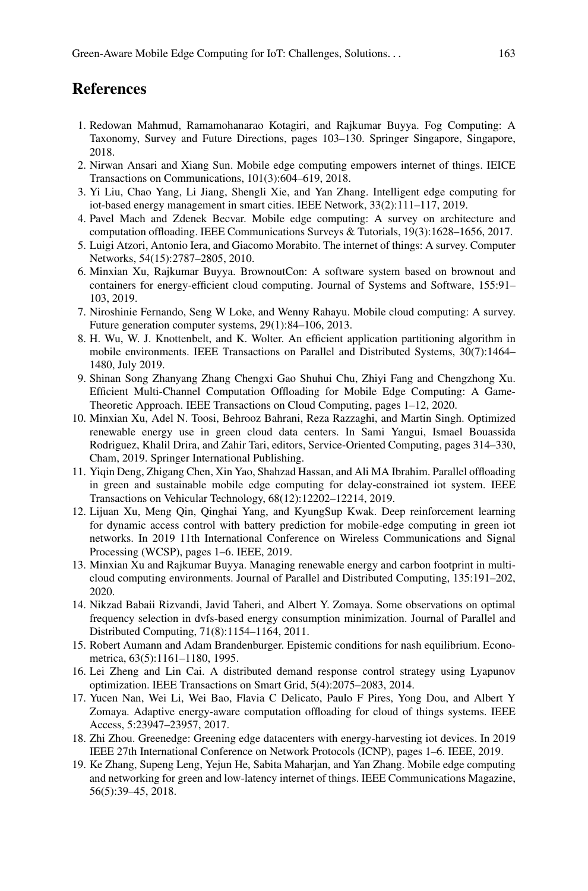## References

1. Redowan Mahmud, Ramamohanarao Kotagiri, and Rajkumar Buyya. Fog Computing: A Taxonomy, Survey and Future Directions, pages 103–130. Springer Singapore, Singapore, 2018.
2. Nirwan Ansari and Xiang Sun. Mobile edge computing empowers internet of things. IEICE Transactions on Communications, 101(3):604–619, 2018.
3. Yi Liu, Chao Yang, Li Jiang, Shengli Xie, and Yan Zhang. Intelligent edge computing for iot-based energy management in smart cities. IEEE Network, 33(2):111–117, 2019.
4. Pavel Mach and Zdenek Becvar. Mobile edge computing: A survey on architecture and computation offloading. IEEE Communications Surveys & Tutorials, 19(3):1628–1656, 2017.
5. Luigi Atzori, Antonio Iera, and Giacomo Morabito. The internet of things: A survey. Computer Networks, 54(15):2787–2805, 2010.
6. Minxian Xu, Rajkumar Buyya. BrownoutCon: A software system based on brownout and containers for energy-efficient cloud computing. Journal of Systems and Software, 155:91–103, 2019.
7. Niroshinie Fernando, Seng W Loke, and Wenny Rahayu. Mobile cloud computing: A survey. Future generation computer systems, 29(1):84–106, 2013.
8. H. Wu, W. J. Knottenbelt, and K. Wolter. An efficient application partitioning algorithm in mobile environments. IEEE Transactions on Parallel and Distributed Systems, 30(7):1464–1480, July 2019.
9. Shinan Song Zhanyang Zhang Chengxi Gao Shuhui Chu, Zhiyi Fang and Chengzhong Xu. Efficient Multi-Channel Computation Offloading for Mobile Edge Computing: A Game-Theoretic Approach. IEEE Transactions on Cloud Computing, pages 1–12, 2020.
10. Minxian Xu, Adel N. Toosi, Behrooz Bahrani, Reza Razzaghi, and Martin Singh. Optimized renewable energy use in green cloud data centers. In Sami Yangui, Ismael Bouassida Rodriguez, Khalil Drira, and Zahir Tari, editors, Service-Oriented Computing, pages 314–330, Cham, 2019. Springer International Publishing.
11. Yiqin Deng, Zhigang Chen, Xin Yao, Shahzad Hassan, and Ali MA Ibrahim. Parallel offloading in green and sustainable mobile edge computing for delay-constrained iot system. IEEE Transactions on Vehicular Technology, 68(12):12202–12214, 2019.
12. Lijuan Xu, Meng Qin, Qinghai Yang, and KyungSup Kwak. Deep reinforcement learning for dynamic access control with battery prediction for mobile-edge computing in green iot networks. In 2019 11th International Conference on Wireless Communications and Signal Processing (WCSP), pages 1–6. IEEE, 2019.
13. Minxian Xu and Rajkumar Buyya. Managing renewable energy and carbon footprint in multi-cloud computing environments. Journal of Parallel and Distributed Computing, 135:191–202, 2020.
14. Nikzad Babaii Rizvandi, Javid Taheri, and Albert Y. Zomaya. Some observations on optimal frequency selection in dvfs-based energy consumption minimization. Journal of Parallel and Distributed Computing, 71(8):1154–1164, 2011.
15. Robert Aumann and Adam Brandenburger. Epistemic conditions for nash equilibrium. Econometrica, 63(5):1161–1180, 1995.
16. Lei Zheng and Lin Cai. A distributed demand response control strategy using Lyapunov optimization. IEEE Transactions on Smart Grid, 5(4):2075–2083, 2014.
17. Yucen Nan, Wei Li, Wei Bao, Flavia C Delicato, Paulo F Pires, Yong Dou, and Albert Y Zomaya. Adaptive energy-aware computation offloading for cloud of things systems. IEEE Access, 5:23947–23957, 2017.
18. Zhi Zhou. Greenedge: Greening edge datacenters with energy-harvesting iot devices. In 2019 IEEE 27th International Conference on Network Protocols (ICNP), pages 1–6. IEEE, 2019.
19. Ke Zhang, Supeng Leng, Yejun He, Sabita Maharjan, and Yan Zhang. Mobile edge computing and networking for green and low-latency internet of things. IEEE Communications Magazine, 56(5):39–45, 2018.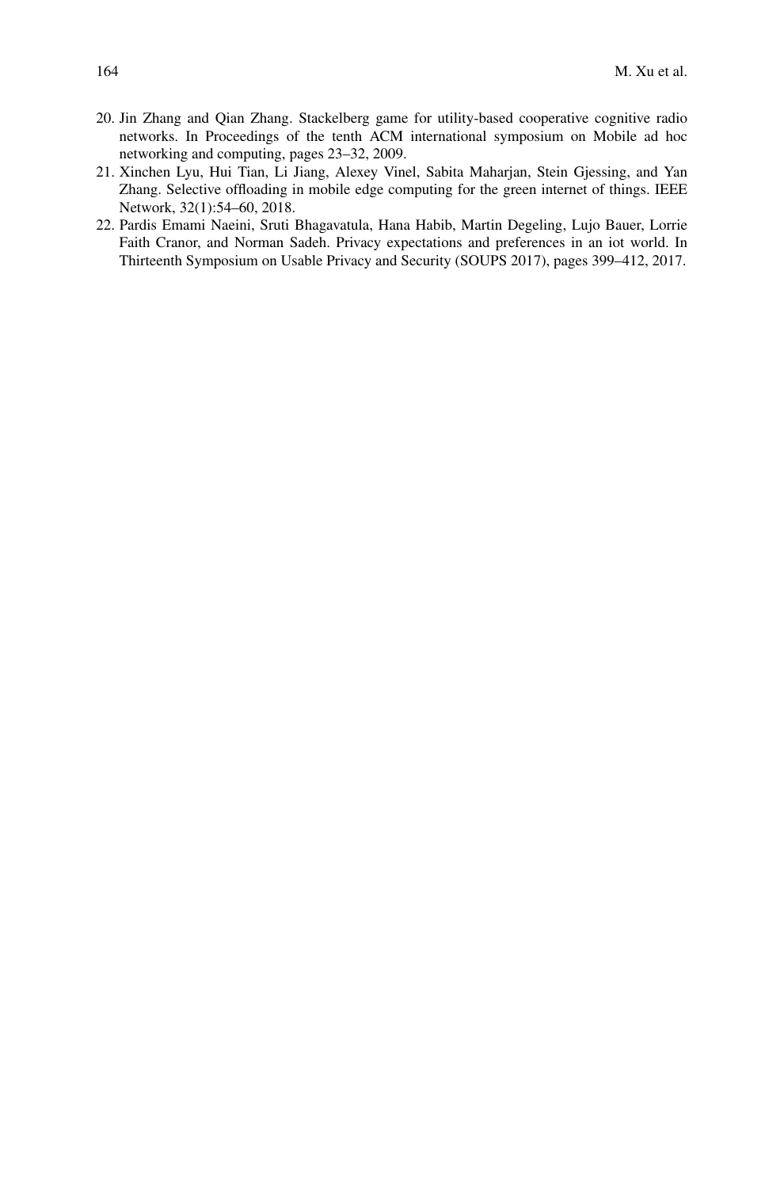20. Jin Zhang and Qian Zhang. Stackelberg game for utility-based cooperative cognitive radio networks. In Proceedings of the tenth ACM international symposium on Mobile ad hoc networking and computing, pages 23–32, 2009.
21. Xinchen Lyu, Hui Tian, Li Jiang, Alexey Vinel, Sabita Maharjan, Stein Gjessing, and Yan Zhang. Selective offloading in mobile edge computing for the green internet of things. IEEE Network, 32(1):54–60, 2018.
22. Pardis Emami Naeini, Sruti Bhagavatula, Hana Habib, Martin Degeling, Lujo Bauer, Lorrie Faith Cranor, and Norman Sadeh. Privacy expectations and preferences in an iot world. In Thirteenth Symposium on Usable Privacy and Security (SOUPS 2017), pages 399–412, 2017.